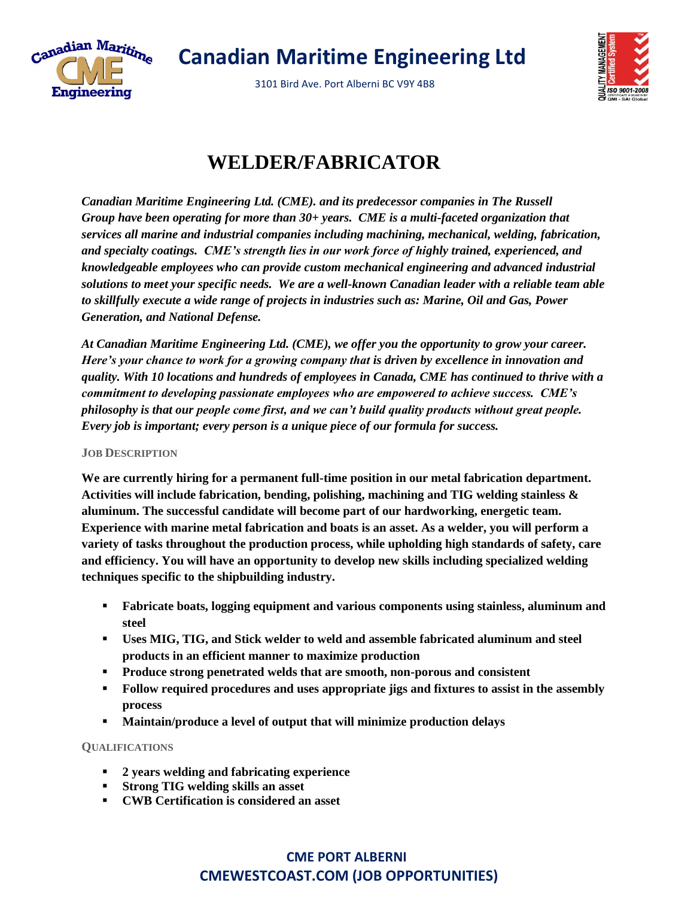# Canadian Maritime Engineering Ltd

3101 Bird Ave. Port Alberni BC V9Y 4B8

## WELDER/FABRICATOR

***Canadian Maritime Engineering Ltd. (CME). and its predecessor companies in The Russell Group have been operating for more than 30+ years. CME is a multi-faceted organization that services all marine and industrial companies including machining, mechanical, welding, fabrication, and specialty coatings. CME's strength lies in our work force of highly trained, experienced, and knowledgeable employees who can provide custom mechanical engineering and advanced industrial solutions to meet your specific needs. We are a well-known Canadian leader with a reliable team able to skillfully execute a wide range of projects in industries such as: Marine, Oil and Gas, Power Generation, and National Defense.***

***At Canadian Maritime Engineering Ltd. (CME), we offer you the opportunity to grow your career. Here's your chance to work for a growing company that is driven by excellence in innovation and quality. With 10 locations and hundreds of employees in Canada, CME has continued to thrive with a commitment to developing passionate employees who are empowered to achieve success. CME's philosophy is that our people come first, and we can't build quality products without great people. Every job is important; every person is a unique piece of our formula for success.***

### JOB DESCRIPTION

**We are currently hiring for a permanent full-time position in our metal fabrication department. Activities will include fabrication, bending, polishing, machining and TIG welding stainless & aluminum. The successful candidate will become part of our hardworking, energetic team. Experience with marine metal fabrication and boats is an asset. As a welder, you will perform a variety of tasks throughout the production process, while upholding high standards of safety, care and efficiency. You will have an opportunity to develop new skills including specialized welding techniques specific to the shipbuilding industry.**

- **Fabricate boats, logging equipment and various components using stainless, aluminum and steel**
- **Uses MIG, TIG, and Stick welder to weld and assemble fabricated aluminum and steel products in an efficient manner to maximize production**
- **Produce strong penetrated welds that are smooth, non-porous and consistent**
- **Follow required procedures and uses appropriate jigs and fixtures to assist in the assembly process**
- **Maintain/produce a level of output that will minimize production delays**

### QUALIFICATIONS

- **2 years welding and fabricating experience**
- **Strong TIG welding skills an asset**
- **CWB Certification is considered an asset**

**CME PORT ALBERNI**
**CMEWESTCOAST.COM (JOB OPPORTUNITIES)**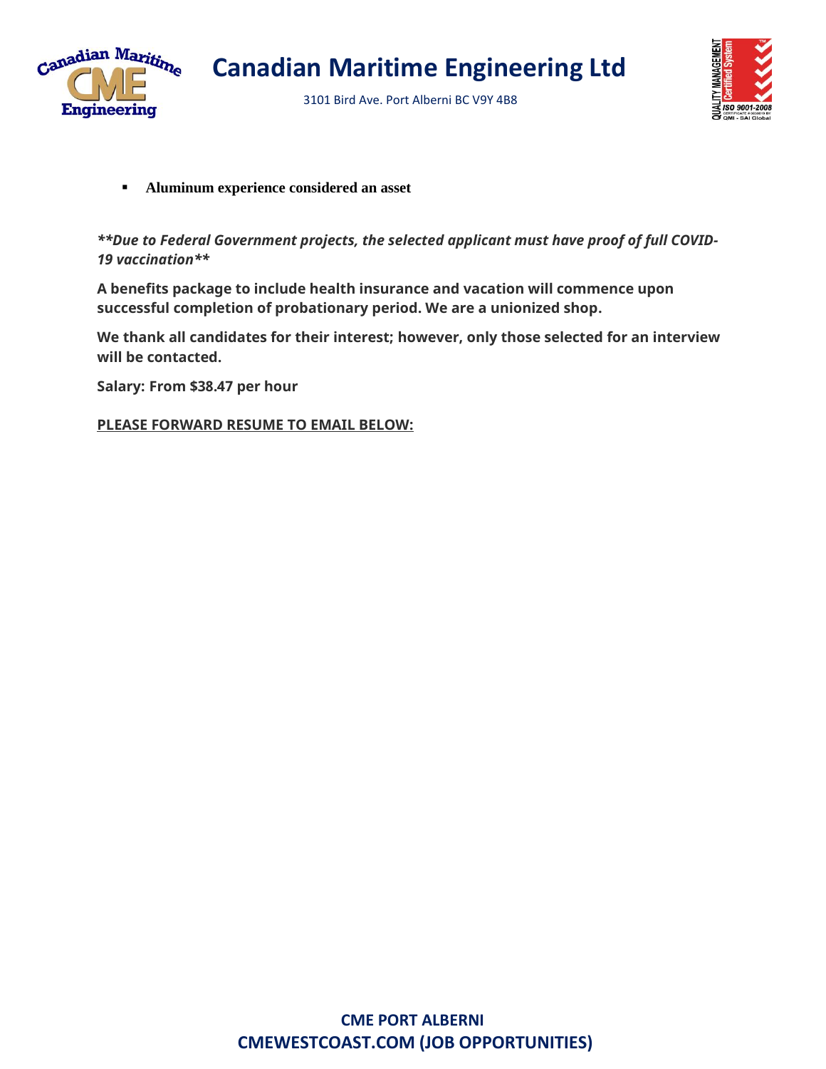- **Aluminum experience considered an asset**

***\*\*Due to Federal Government projects, the selected applicant must have proof of full COVID-19 vaccination\*\****

**A benefits package to include health insurance and vacation will commence upon successful completion of probationary period. We are a unionized shop.**

**We thank all candidates for their interest; however, only those selected for an interview will be contacted.**

**Salary: From $38.47 per hour**

**PLEASE FORWARD RESUME TO EMAIL BELOW:**

**CME PORT ALBERNI**
**CMEWESTCOAST.COM (JOB OPPORTUNITIES)**